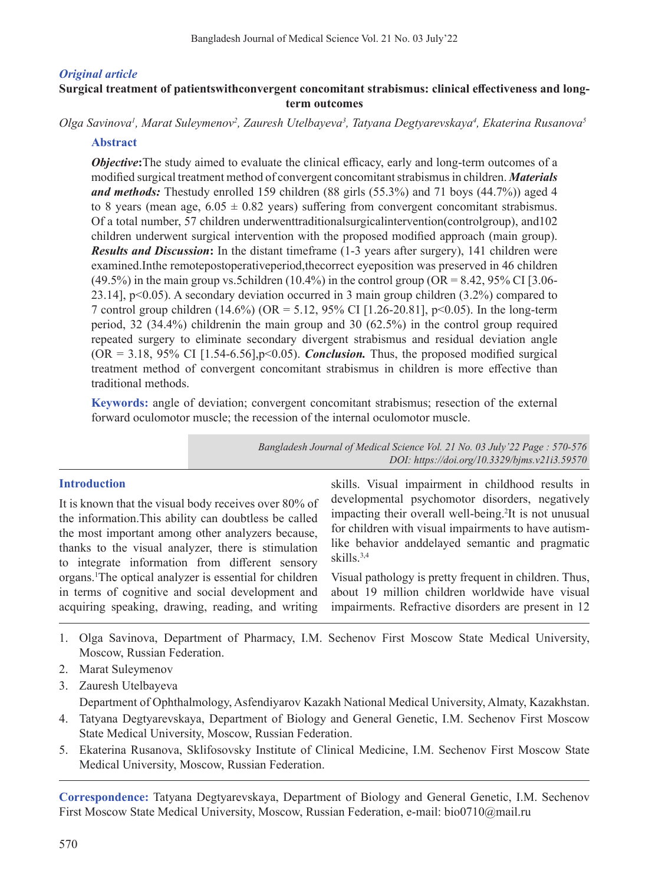*Original article*

# Surgical treatment of patientswithconvergent concomitant strabismus: clinical effectiveness and long-term outcomes

*Olga Savinova[1], Marat Suleymenov[2], Zauresh Utelbayeva[3], Tatyana Degtyarevskaya[4], Ekaterina Rusanova[5]*

## Abstract

***Objective*:**The study aimed to evaluate the clinical efficacy, early and long-term outcomes of a modified surgical treatment method of convergent concomitant strabismus in children. ***Materials and methods:*** Thestudy enrolled 159 children (88 girls (55.3%) and 71 boys (44.7%)) aged 4 to 8 years (mean age, 6.05 ± 0.82 years) suffering from convergent concomitant strabismus. Of a total number, 57 children underwenttraditionalsurgicalintervention(controlgroup), and102 children underwent surgical intervention with the proposed modified approach (main group). ***Results and Discussion*:** In the distant timeframe (1-3 years after surgery), 141 children were examined.Inthe remotepostoperativeperiod,thecorrect eyeposition was preserved in 46 children (49.5%) in the main group vs.5children (10.4%) in the control group (OR = 8.42, 95% CI [3.06-23.14], p<0.05). A secondary deviation occurred in 3 main group children (3.2%) compared to 7 control group children (14.6%) (OR = 5.12, 95% CI [1.26-20.81], p<0.05). In the long-term period, 32 (34.4%) childrenin the main group and 30 (62.5%) in the control group required repeated surgery to eliminate secondary divergent strabismus and residual deviation angle (OR = 3.18, 95% CI [1.54-6.56],p<0.05). ***Conclusion.*** Thus, the proposed modified surgical treatment method of convergent concomitant strabismus in children is more effective than traditional methods.

**Keywords:** angle of deviation; convergent concomitant strabismus; resection of the external forward oculomotor muscle; the recession of the internal oculomotor muscle.

*Bangladesh Journal of Medical Science Vol. 21 No. 03 July'22 Page : 570-576*
*DOI: https://doi.org/10.3329/bjms.v21i3.59570*

## Introduction

It is known that the visual body receives over 80% of the information.This ability can doubtless be called the most important among other analyzers because, thanks to the visual analyzer, there is stimulation to integrate information from different sensory organs.[1]The optical analyzer is essential for children in terms of cognitive and social development and acquiring speaking, drawing, reading, and writing skills. Visual impairment in childhood results in developmental psychomotor disorders, negatively impacting their overall well-being.[2]It is not unusual for children with visual impairments to have autism-like behavior anddelayed semantic and pragmatic skills.[3,4]

Visual pathology is pretty frequent in children. Thus, about 19 million children worldwide have visual impairments. Refractive disorders are present in 12

1. Olga Savinova, Department of Pharmacy, I.M. Sechenov First Moscow State Medical University, Moscow, Russian Federation.
2. Marat Suleymenov
3. Zauresh Utelbayeva
   Department of Ophthalmology, Asfendiyarov Kazakh National Medical University, Almaty, Kazakhstan.
4. Tatyana Degtyarevskaya, Department of Biology and General Genetic, I.M. Sechenov First Moscow State Medical University, Moscow, Russian Federation.
5. Ekaterina Rusanova, Sklifosovsky Institute of Clinical Medicine, I.M. Sechenov First Moscow State Medical University, Moscow, Russian Federation.

**Correspondence:** Tatyana Degtyarevskaya, Department of Biology and General Genetic, I.M. Sechenov First Moscow State Medical University, Moscow, Russian Federation, e-mail: bio0710@mail.ru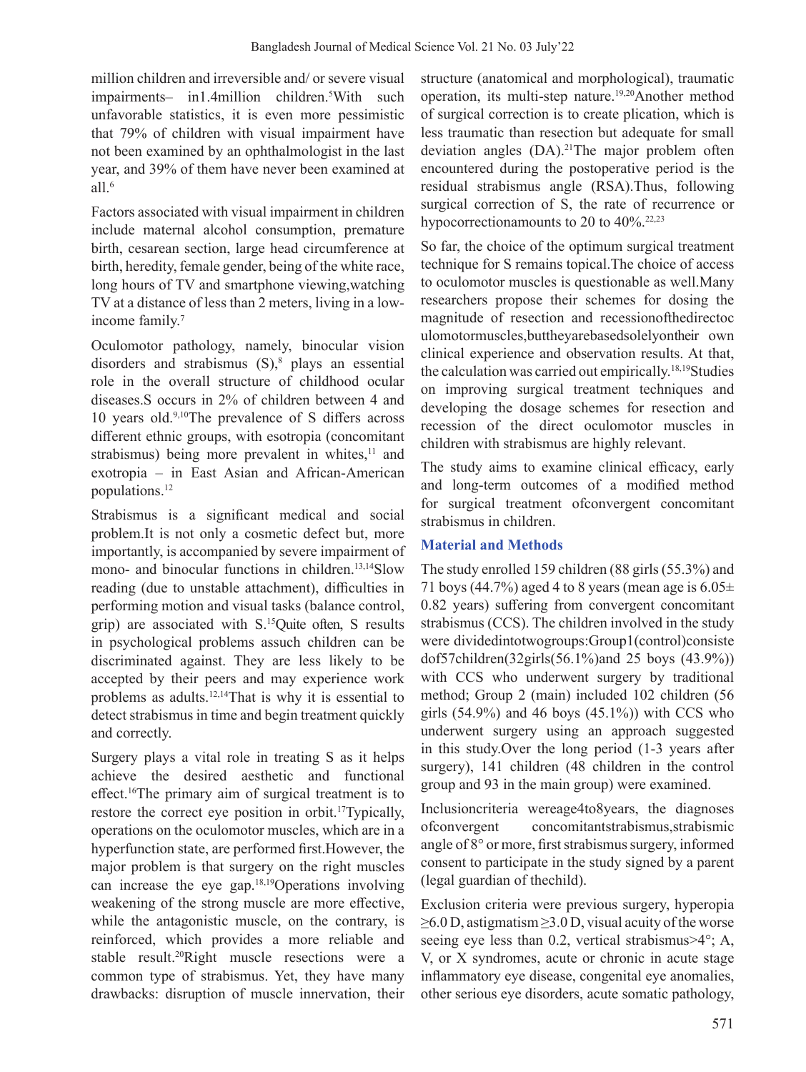million children and irreversible and/ or severe visual impairments– in1.4million children.[5]With such unfavorable statistics, it is even more pessimistic that 79% of children with visual impairment have not been examined by an ophthalmologist in the last year, and 39% of them have never been examined at all.[6]

Factors associated with visual impairment in children include maternal alcohol consumption, premature birth, cesarean section, large head circumference at birth, heredity, female gender, being of the white race, long hours of TV and smartphone viewing,watching TV at a distance of less than 2 meters, living in a low-income family.[7]

Oculomotor pathology, namely, binocular vision disorders and strabismus (S),[8] plays an essential role in the overall structure of childhood ocular diseases.S occurs in 2% of children between 4 and 10 years old.[9,10]The prevalence of S differs across different ethnic groups, with esotropia (concomitant strabismus) being more prevalent in whites,[11] and exotropia – in East Asian and African-American populations.[12]

Strabismus is a significant medical and social problem.It is not only a cosmetic defect but, more importantly, is accompanied by severe impairment of mono- and binocular functions in children.[13,14]Slow reading (due to unstable attachment), difficulties in performing motion and visual tasks (balance control, grip) are associated with S.[15]Quite often, S results in psychological problems assuch children can be discriminated against. They are less likely to be accepted by their peers and may experience work problems as adults.[12,14]That is why it is essential to detect strabismus in time and begin treatment quickly and correctly.

Surgery plays a vital role in treating S as it helps achieve the desired aesthetic and functional effect.[16]The primary aim of surgical treatment is to restore the correct eye position in orbit.[17]Typically, operations on the oculomotor muscles, which are in a hyperfunction state, are performed first.However, the major problem is that surgery on the right muscles can increase the eye gap.[18,19]Operations involving weakening of the strong muscle are more effective, while the antagonistic muscle, on the contrary, is reinforced, which provides a more reliable and stable result.[20]Right muscle resections were a common type of strabismus. Yet, they have many drawbacks: disruption of muscle innervation, their structure (anatomical and morphological), traumatic operation, its multi-step nature.[19,20]Another method of surgical correction is to create plication, which is less traumatic than resection but adequate for small deviation angles (DA).[21]The major problem often encountered during the postoperative period is the residual strabismus angle (RSA).Thus, following surgical correction of S, the rate of recurrence or hypocorrectionamounts to 20 to 40%.[22,23]

So far, the choice of the optimum surgical treatment technique for S remains topical.The choice of access to oculomotor muscles is questionable as well.Many researchers propose their schemes for dosing the magnitude of resection and recessionofthedirectoc ulomotormuscles,buttheyarebasedsolelyontheir own clinical experience and observation results. At that, the calculation was carried out empirically.[18,19]Studies on improving surgical treatment techniques and developing the dosage schemes for resection and recession of the direct oculomotor muscles in children with strabismus are highly relevant.

The study aims to examine clinical efficacy, early and long-term outcomes of a modified method for surgical treatment ofconvergent concomitant strabismus in children.

## Material and Methods

The study enrolled 159 children (88 girls (55.3%) and 71 boys (44.7%) aged 4 to 8 years (mean age is 6.05± 0.82 years) suffering from convergent concomitant strabismus (CCS). The children involved in the study were dividedintotwogroups:Group1(control)consiste dof57children(32girls(56.1%)and 25 boys (43.9%)) with CCS who underwent surgery by traditional method; Group 2 (main) included 102 children (56 girls (54.9%) and 46 boys (45.1%)) with CCS who underwent surgery using an approach suggested in this study.Over the long period (1-3 years after surgery), 141 children (48 children in the control group and 93 in the main group) were examined.

Inclusioncriteria wereage4to8years, the diagnoses ofconvergent concomitantstrabismus,strabismic angle of 8° or more, first strabismus surgery, informed consent to participate in the study signed by a parent (legal guardian of thechild).

Exclusion criteria were previous surgery, hyperopia ≥6.0 D, astigmatism ≥3.0 D, visual acuity of the worse seeing eye less than 0.2, vertical strabismus>4°; A, V, or X syndromes, acute or chronic in acute stage inflammatory eye disease, congenital eye anomalies, other serious eye disorders, acute somatic pathology,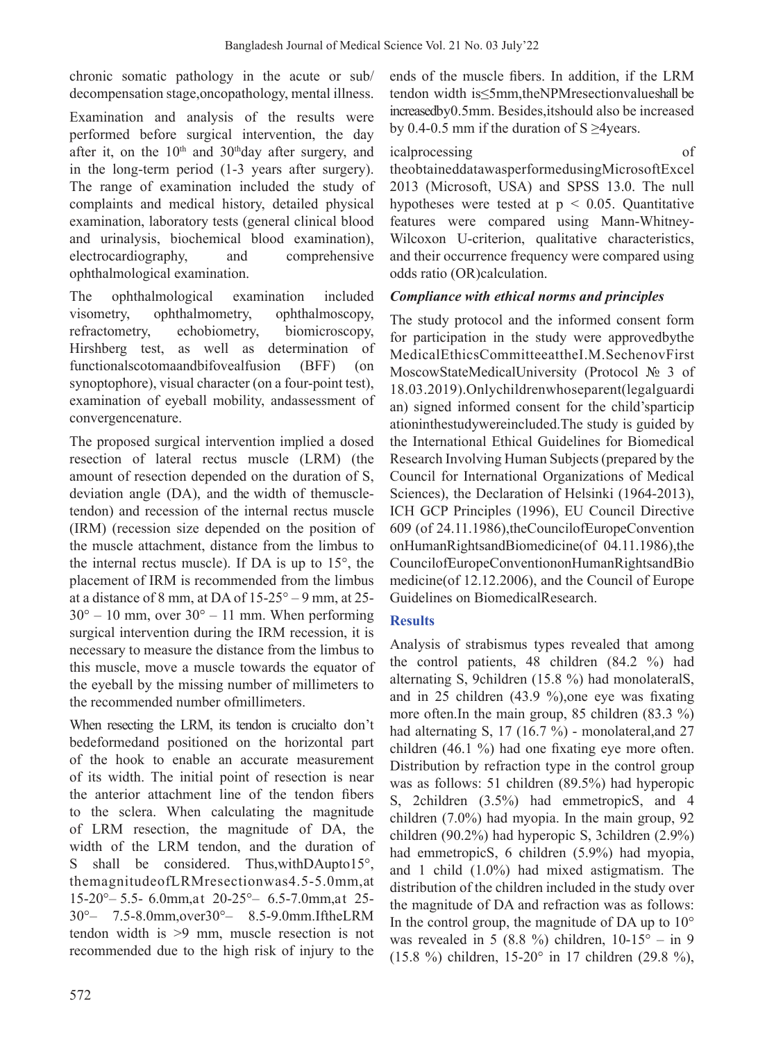chronic somatic pathology in the acute or sub/ decompensation stage,oncopathology, mental illness.

Examination and analysis of the results were performed before surgical intervention, the day after it, on the 10[th] and 30[th]day after surgery, and in the long-term period (1-3 years after surgery). The range of examination included the study of complaints and medical history, detailed physical examination, laboratory tests (general clinical blood and urinalysis, biochemical blood examination), electrocardiography, and comprehensive ophthalmological examination.

The ophthalmological examination included visometry, ophthalmometry, ophthalmoscopy, refractometry, echobiometry, biomicroscopy, Hirshberg test, as well as determination of functionalscotomaandbifovealfusion (BFF) (on synoptophore), visual character (on a four-point test), examination of eyeball mobility, andassessment of convergencenature.

The proposed surgical intervention implied a dosed resection of lateral rectus muscle (LRM) (the amount of resection depended on the duration of S, deviation angle (DA), and the width of themuscle-tendon) and recession of the internal rectus muscle (IRM) (recession size depended on the position of the muscle attachment, distance from the limbus to the internal rectus muscle). If DA is up to 15°, the placement of IRM is recommended from the limbus at a distance of 8 mm, at DA of 15-25° – 9 mm, at 25-30° – 10 mm, over 30° – 11 mm. When performing surgical intervention during the IRM recession, it is necessary to measure the distance from the limbus to this muscle, move a muscle towards the equator of the eyeball by the missing number of millimeters to the recommended number ofmillimeters.

When resecting the LRM, its tendon is crucialto don't bedeformedand positioned on the horizontal part of the hook to enable an accurate measurement of its width. The initial point of resection is near the anterior attachment line of the tendon fibers to the sclera. When calculating the magnitude of LRM resection, the magnitude of DA, the width of the LRM tendon, and the duration of S shall be considered. Thus,withDAupto15°, themagnitudeofLRMresectionwas4.5-5.0mm,at 15-20°– 5.5- 6.0mm,at 20-25°– 6.5-7.0mm,at 25-30°– 7.5-8.0mm,over30°– 8.5-9.0mm.IftheLRM tendon width is >9 mm, muscle resection is not recommended due to the high risk of injury to the ends of the muscle fibers. In addition, if the LRM tendon width is≤5mm,theNPMresectionvalueshall be increasedby0.5mm. Besides,itshould also be increased by 0.4-0.5 mm if the duration of S ≥4years.

icalprocessing of theobtaineddatawasperformedusingMicrosoftExcel 2013 (Microsoft, USA) and SPSS 13.0. The null hypotheses were tested at $p < 0.05$. Quantitative features were compared using Mann-Whitney-Wilcoxon U-criterion, qualitative characteristics, and their occurrence frequency were compared using odds ratio (OR)calculation.

***Compliance with ethical norms and principles***

The study protocol and the informed consent form for participation in the study were approvedbythe MedicalEthicsCommitteeattheI.M.SechenovFirst MoscowStateMedicalUniversity (Protocol № 3 of 18.03.2019).Onlychildrenwhoseparent(legalguardian) signed informed consent for the child'sparticipationinthestudywereincluded.The study is guided by the International Ethical Guidelines for Biomedical Research Involving Human Subjects (prepared by the Council for International Organizations of Medical Sciences), the Declaration of Helsinki (1964-2013), ICH GCP Principles (1996), EU Council Directive 609 (of 24.11.1986),theCouncilofEuropeConvention onHumanRightsandBiomedicine(of 04.11.1986),the CouncilofEuropeConventiononHumanRightsandBiomedicine(of 12.12.2006), and the Council of Europe Guidelines on BiomedicalResearch.

## Results

Analysis of strabismus types revealed that among the control patients, 48 children (84.2 %) had alternating S, 9children (15.8 %) had monolateralS, and in 25 children (43.9 %),one eye was fixating more often.In the main group, 85 children (83.3 %) had alternating S, 17 (16.7 %) - monolateral,and 27 children (46.1 %) had one fixating eye more often. Distribution by refraction type in the control group was as follows: 51 children (89.5%) had hyperopic S, 2children (3.5%) had emmetropicS, and 4 children (7.0%) had myopia. In the main group, 92 children (90.2%) had hyperopic S, 3children (2.9%) had emmetropicS, 6 children (5.9%) had myopia, and 1 child (1.0%) had mixed astigmatism. The distribution of the children included in the study over the magnitude of DA and refraction was as follows: In the control group, the magnitude of DA up to 10° was revealed in 5 (8.8 %) children, 10-15° – in 9 (15.8 %) children, 15-20° in 17 children (29.8 %),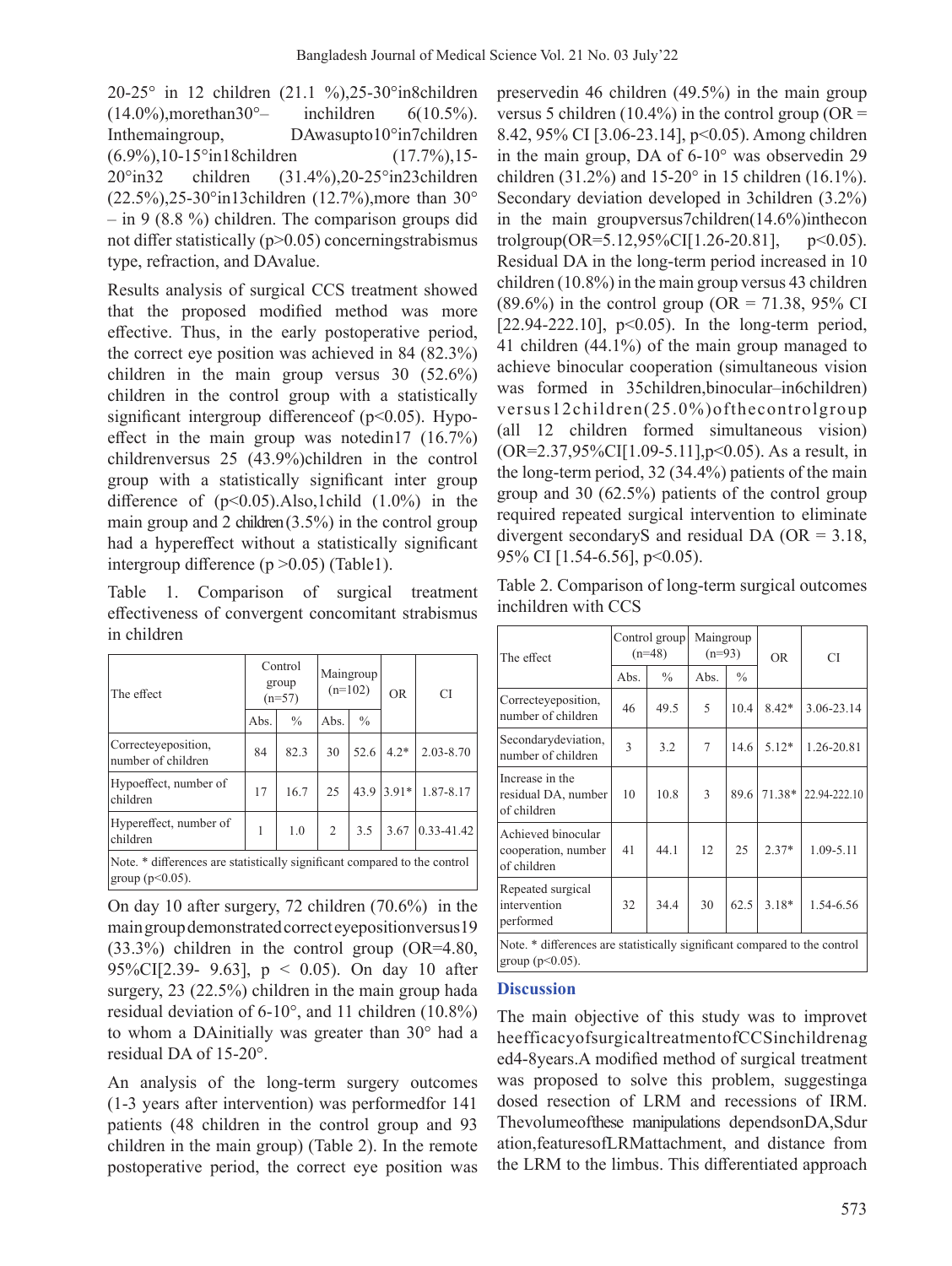20-25° in 12 children (21.1 %),25-30°in8children (14.0%),morethan30°– inchildren 6(10.5%). Inthemaingroup, DAwasupto10°in7children (6.9%),10-15°in18children (17.7%),15-20°in32 children (31.4%),20-25°in23children (22.5%),25-30°in13children (12.7%),more than 30° – in 9 (8.8 %) children. The comparison groups did not differ statistically (p>0.05) concerningstrabismus type, refraction, and DAvalue.

Results analysis of surgical CCS treatment showed that the proposed modified method was more effective. Thus, in the early postoperative period, the correct eye position was achieved in 84 (82.3%) children in the main group versus 30 (52.6%) children in the control group with a statistically significant intergroup differenceof (p<0.05). Hypo-effect in the main group was notedin17 (16.7%) childrenversus 25 (43.9%)children in the control group with a statistically significant inter group difference of (p<0.05).Also,1child (1.0%) in the main group and 2 children(3.5%) in the control group had a hypereffect without a statistically significant intergroup difference (p >0.05) (Table1).

Table 1. Comparison of surgical treatment effectiveness of convergent concomitant strabismus in children

| The effect | Control group (n=57) | | Maingroup (n=102) | | OR | CI |
|---|---|---|---|---|---|---|
| | Abs. | % | Abs. | % | | |
| Correcteyeposition, number of children | 84 | 82.3 | 30 | 52.6 | 4.2* | 2.03-8.70 |
| Hypoeffect, number of children | 17 | 16.7 | 25 | 43.9 | 3.91* | 1.87-8.17 |
| Hypereffect, number of children | 1 | 1.0 | 2 | 3.5 | 3.67 | 0.33-41.42 |

Note. * differences are statistically significant compared to the control group (p<0.05).

On day 10 after surgery, 72 children (70.6%) in the maingroupdemonstratedcorrecteyepositionversus19 (33.3%) children in the control group (OR=4.80, 95%CI[2.39- 9.63], p < 0.05). On day 10 after surgery, 23 (22.5%) children in the main group hada residual deviation of 6-10°, and 11 children (10.8%) to whom a DAinitially was greater than 30° had a residual DA of 15-20°.

An analysis of the long-term surgery outcomes (1-3 years after intervention) was performedfor 141 patients (48 children in the control group and 93 children in the main group) (Table 2). In the remote postoperative period, the correct eye position was preservedin 46 children (49.5%) in the main group versus 5 children (10.4%) in the control group (OR = 8.42, 95% CI [3.06-23.14], p<0.05). Among children in the main group, DA of 6-10° was observedin 29 children (31.2%) and 15-20° in 15 children (16.1%). Secondary deviation developed in 3children (3.2%) in the main groupversus7children(14.6%)inthecontrolgroup(OR=5.12,95%CI[1.26-20.81], p<0.05). Residual DA in the long-term period increased in 10 children (10.8%) in the main group versus 43 children (89.6%) in the control group (OR = 71.38, 95% CI [22.94-222.10], p<0.05). In the long-term period, 41 children (44.1%) of the main group managed to achieve binocular cooperation (simultaneous vision was formed in 35children,binocular–in6children) versus12children(25.0%)ofthecontrolgroup (all 12 children formed simultaneous vision) (OR=2.37,95%CI[1.09-5.11],p<0.05). As a result, in the long-term period, 32 (34.4%) patients of the main group and 30 (62.5%) patients of the control group required repeated surgical intervention to eliminate divergent secondaryS and residual DA (OR = 3.18, 95% CI [1.54-6.56], p<0.05).

Table 2. Comparison of long-term surgical outcomes inchildren with CCS

| The effect | Control group (n=48) | | Maingroup (n=93) | | OR | CI |
|---|---|---|---|---|---|---|
| | Abs. | % | Abs. | % | | |
| Correcteyeposition, number of children | 46 | 49.5 | 5 | 10.4 | 8.42* | 3.06-23.14 |
| Secondarydeviation, number of children | 3 | 3.2 | 7 | 14.6 | 5.12* | 1.26-20.81 |
| Increase in the residual DA, number of children | 10 | 10.8 | 3 | 89.6 | 71.38* | 22.94-222.10 |
| Achieved binocular cooperation, number of children | 41 | 44.1 | 12 | 25 | 2.37* | 1.09-5.11 |
| Repeated surgical intervention performed | 32 | 34.4 | 30 | 62.5 | 3.18* | 1.54-6.56 |

Note. * differences are statistically significant compared to the control group (p<0.05).

## Discussion

The main objective of this study was to improvet heefficacyofsurgicaltreatmentofCCSinchildrenag ed4-8years.A modified method of surgical treatment was proposed to solve this problem, suggestinga dosed resection of LRM and recessions of IRM. Thevolumeofthese manipulations dependsonDA,Sdur ation,featuresofLRMattachment, and distance from the LRM to the limbus. This differentiated approach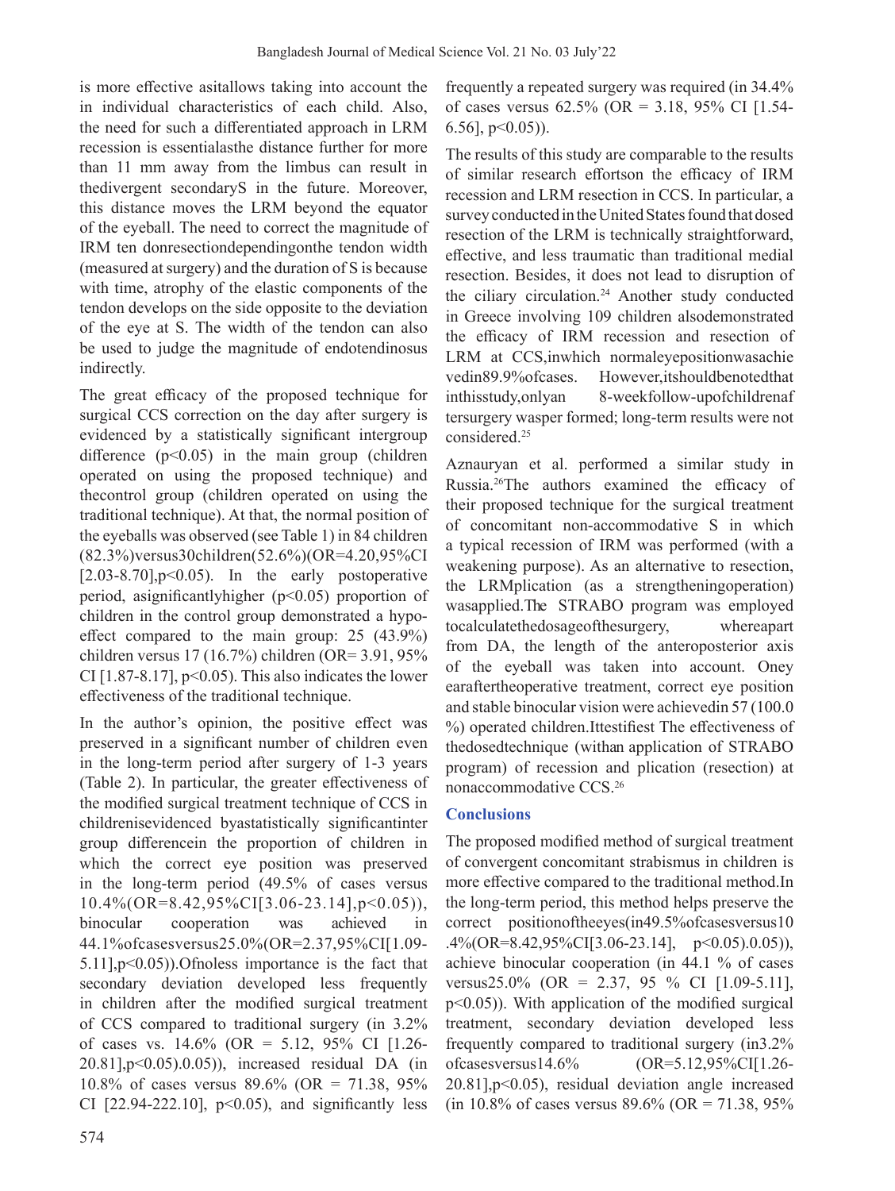is more effective asitallows taking into account the in individual characteristics of each child. Also, the need for such a differentiated approach in LRM recession is essentialasthe distance further for more than 11 mm away from the limbus can result in thedivergent secondaryS in the future. Moreover, this distance moves the LRM beyond the equator of the eyeball. The need to correct the magnitude of IRM ten donresectiondependingonthe tendon width (measured at surgery) and the duration of S is because with time, atrophy of the elastic components of the tendon develops on the side opposite to the deviation of the eye at S. The width of the tendon can also be used to judge the magnitude of endotendinosus indirectly.

The great efficacy of the proposed technique for surgical CCS correction on the day after surgery is evidenced by a statistically significant intergroup difference ($p<0.05$) in the main group (children operated on using the proposed technique) and thecontrol group (children operated on using the traditional technique). At that, the normal position of the eyeballs was observed (see Table 1) in 84 children (82.3%)versus30children(52.6%)(OR=4.20,95%CI [2.03-8.70],$p<0.05$). In the early postoperative period, asignificantlyhigher ($p<0.05$) proportion of children in the control group demonstrated a hypo-effect compared to the main group: 25 (43.9%) children versus 17 (16.7%) children (OR= 3.91, 95% CI [1.87-8.17], $p<0.05$). This also indicates the lower effectiveness of the traditional technique.

In the author's opinion, the positive effect was preserved in a significant number of children even in the long-term period after surgery of 1-3 years (Table 2). In particular, the greater effectiveness of the modified surgical treatment technique of CCS in childrenisevidenced byastatistically significantinter group differencein the proportion of children in which the correct eye position was preserved in the long-term period (49.5% of cases versus 10.4%(OR=8.42,95%CI[3.06-23.14],$p<0.05$)), binocular cooperation was achieved in 44.1%ofcasesversus25.0%(OR=2.37,95%CI[1.09-5.11],$p<0.05$)).Ofnoless importance is the fact that secondary deviation developed less frequently in children after the modified surgical treatment of CCS compared to traditional surgery (in 3.2% of cases vs. 14.6% (OR = 5.12, 95% CI [1.26-20.81],$p<0.05$).0.05)), increased residual DA (in 10.8% of cases versus 89.6% (OR = 71.38, 95% CI [22.94-222.10], $p<0.05$), and significantly less frequently a repeated surgery was required (in 34.4% of cases versus 62.5% (OR = 3.18, 95% CI [1.54-6.56], $p<0.05$)).

The results of this study are comparable to the results of similar research effortson the efficacy of IRM recession and LRM resection in CCS. In particular, a survey conducted in the United States found that dosed resection of the LRM is technically straightforward, effective, and less traumatic than traditional medial resection. Besides, it does not lead to disruption of the ciliary circulation.[24] Another study conducted in Greece involving 109 children alsodemonstrated the efficacy of IRM recession and resection of LRM at CCS,inwhich normaleyepositionwasachievedin89.9%ofcases. However,itshouldbenotedthat inthisstudy,onlyan 8-weekfollow-upofchildrenaftersurgery wasper formed; long-term results were not considered.[25]

Aznauryan et al. performed a similar study in Russia.[26]The authors examined the efficacy of their proposed technique for the surgical treatment of concomitant non-accommodative S in which a typical recession of IRM was performed (with a weakening purpose). As an alternative to resection, the LRMplication (as a strengtheningoperation) wasapplied.The STRABO program was employed tocalculatethedosageofthesurgery, whereapart from DA, the length of the anteroposterior axis of the eyeball was taken into account. Oneyearaftertheoperative treatment, correct eye position and stable binocular vision were achievedin 57 (100.0 %) operated children.Ittestifiest The effectiveness of thedosedtechnique (withan application of STRABO program) of recession and plication (resection) at nonaccommodative CCS.[26]

## Conclusions

The proposed modified method of surgical treatment of convergent concomitant strabismus in children is more effective compared to the traditional method.In the long-term period, this method helps preserve the correct positionoftheeyes(in49.5%ofcasesversus10.4%(OR=8.42,95%CI[3.06-23.14], $p<0.05$).0.05)), achieve binocular cooperation (in 44.1 % of cases versus25.0% (OR = 2.37, 95 % CI [1.09-5.11], $p<0.05$)). With application of the modified surgical treatment, secondary deviation developed less frequently compared to traditional surgery (in3.2% ofcasesversus14.6% (OR=5.12,95%CI[1.26-20.81],$p<0.05$), residual deviation angle increased (in 10.8% of cases versus 89.6% (OR = 71.38, 95%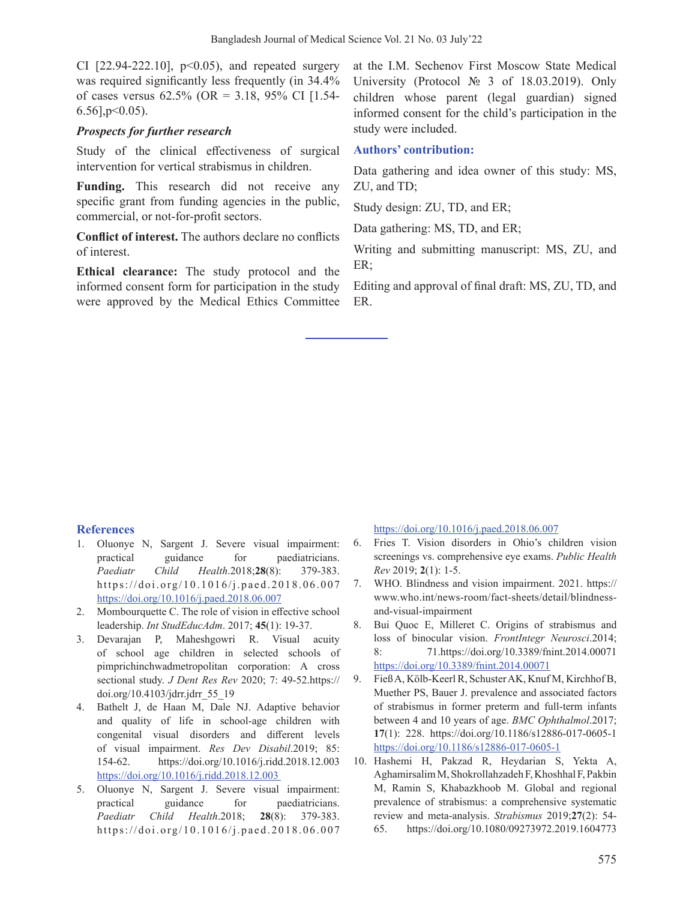CI [22.94-222.10], $p<0.05$), and repeated surgery was required significantly less frequently (in 34.4% of cases versus 62.5% (OR = 3.18, 95% CI [1.54-6.56], $p<0.05$).

***Prospects for further research***

Study of the clinical effectiveness of surgical intervention for vertical strabismus in children.

**Funding.** This research did not receive any specific grant from funding agencies in the public, commercial, or not-for-profit sectors.

**Conflict of interest.** The authors declare no conflicts of interest.

**Ethical clearance:** The study protocol and the informed consent form for participation in the study were approved by the Medical Ethics Committee at the I.M. Sechenov First Moscow State Medical University (Protocol № 3 of 18.03.2019). Only children whose parent (legal guardian) signed informed consent for the child's participation in the study were included.

**Authors' contribution:**

Data gathering and idea owner of this study: MS, ZU, and TD;

Study design: ZU, TD, and ER;

Data gathering: MS, TD, and ER;

Writing and submitting manuscript: MS, ZU, and ER;

Editing and approval of final draft: MS, ZU, TD, and ER.

## References

1. Oluonye N, Sargent J. Severe visual impairment: practical guidance for paediatricians. *Paediatr Child Health*.2018;**28**(8): 379-383. https://doi.org/10.1016/j.paed.2018.06.007 https://doi.org/10.1016/j.paed.2018.06.007
2. Mombourquette C. The role of vision in effective school leadership. *Int StudEducAdm*. 2017; **45**(1): 19-37.
3. Devarajan P, Maheshgowri R. Visual acuity of school age children in selected schools of pimprichinchwadmetropolitan corporation: A cross sectional study. *J Dent Res Rev* 2020; 7: 49-52.https://doi.org/10.4103/jdrr.jdrr_55_19
4. Bathelt J, de Haan M, Dale NJ. Adaptive behavior and quality of life in school-age children with congenital visual disorders and different levels of visual impairment. *Res Dev Disabil*.2019; 85: 154-62. https://doi.org/10.1016/j.ridd.2018.12.003 https://doi.org/10.1016/j.ridd.2018.12.003
5. Oluonye N, Sargent J. Severe visual impairment: practical guidance for paediatricians. *Paediatr Child Health*.2018; **28**(8): 379-383. https://doi.org/10.1016/j.paed.2018.06.007 https://doi.org/10.1016/j.paed.2018.06.007
6. Fries T. Vision disorders in Ohio's children vision screenings vs. comprehensive eye exams. *Public Health Rev* 2019; **2**(1): 1-5.
7. WHO. Blindness and vision impairment. 2021. https://www.who.int/news-room/fact-sheets/detail/blindness-and-visual-impairment
8. Bui Quoc E, Milleret C. Origins of strabismus and loss of binocular vision. *FrontIntegr Neurosci*.2014; 8: 71.https://doi.org/10.3389/fnint.2014.00071 https://doi.org/10.3389/fnint.2014.00071
9. Fieß A, Kölb-Keerl R, Schuster AK, Knuf M, Kirchhof B, Muether PS, Bauer J. prevalence and associated factors of strabismus in former preterm and full-term infants between 4 and 10 years of age. *BMC Ophthalmol*.2017; **17**(1): 228. https://doi.org/10.1186/s12886-017-0605-1 https://doi.org/10.1186/s12886-017-0605-1
10. Hashemi H, Pakzad R, Heydarian S, Yekta A, Aghamirsalim M, Shokrollahzadeh F, Khoshhal F, Pakbin M, Ramin S, Khabazkhoob M. Global and regional prevalence of strabismus: a comprehensive systematic review and meta-analysis. *Strabismus* 2019;**27**(2): 54-65. https://doi.org/10.1080/09273972.2019.1604773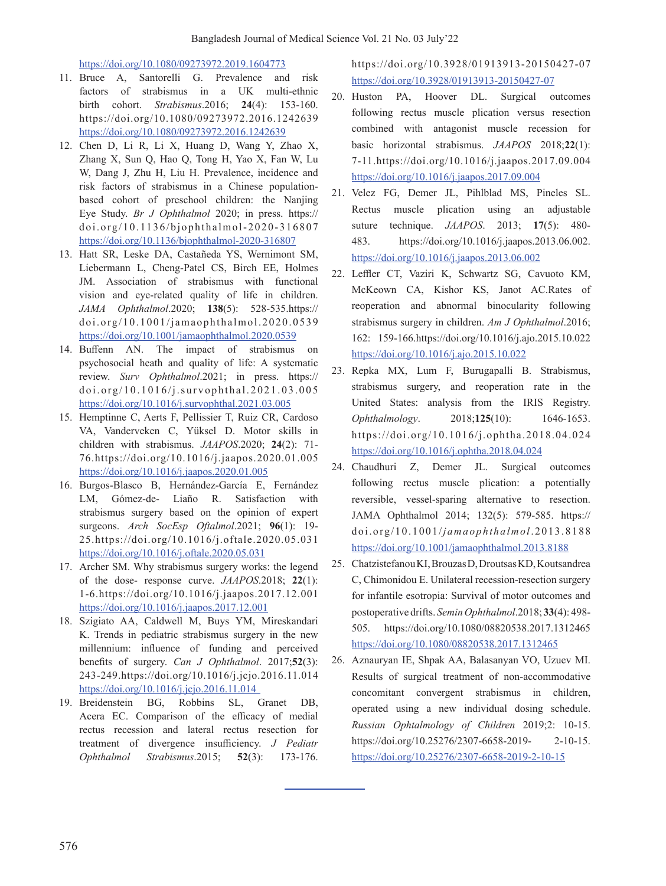https://doi.org/10.1080/09273972.2019.1604773

11. Bruce A, Santorelli G. Prevalence and risk factors of strabismus in a UK multi-ethnic birth cohort. *Strabismus*.2016; **24**(4): 153-160. https://doi.org/10.1080/09273972.2016.1242639 https://doi.org/10.1080/09273972.2016.1242639
12. Chen D, Li R, Li X, Huang D, Wang Y, Zhao X, Zhang X, Sun Q, Hao Q, Tong H, Yao X, Fan W, Lu W, Dang J, Zhu H, Liu H. Prevalence, incidence and risk factors of strabismus in a Chinese population-based cohort of preschool children: the Nanjing Eye Study. *Br J Ophthalmol* 2020; in press. https://doi.org/10.1136/bjophthalmol-2020-316807 https://doi.org/10.1136/bjophthalmol-2020-316807
13. Hatt SR, Leske DA, Castañeda YS, Wernimont SM, Liebermann L, Cheng-Patel CS, Birch EE, Holmes JM. Association of strabismus with functional vision and eye-related quality of life in children. *JAMA Ophthalmol*.2020; **138**(5): 528-535.https://doi.org/10.1001/jamaophthalmol.2020.0539 https://doi.org/10.1001/jamaophthalmol.2020.0539
14. Buffenn AN. The impact of strabismus on psychosocial heath and quality of life: A systematic review. *Surv Ophthalmol*.2021; in press. https://doi.org/10.1016/j.survophthal.2021.03.005 https://doi.org/10.1016/j.survophthal.2021.03.005
15. Hemptinne C, Aerts F, Pellissier T, Ruiz CR, Cardoso VA, Vanderveken C, Yüksel D. Motor skills in children with strabismus. *JAAPOS*.2020; **24**(2): 71-76.https://doi.org/10.1016/j.jaapos.2020.01.005 https://doi.org/10.1016/j.jaapos.2020.01.005
16. Burgos-Blasco B, Hernández-García E, Fernández LM, Gómez-de- Liaño R. Satisfaction with strabismus surgery based on the opinion of expert surgeons. *Arch SocEsp Oftalmol*.2021; **96**(1): 19-25.https://doi.org/10.1016/j.oftale.2020.05.031 https://doi.org/10.1016/j.oftale.2020.05.031
17. Archer SM. Why strabismus surgery works: the legend of the dose- response curve. *JAAPOS*.2018; **22**(1): 1-6.https://doi.org/10.1016/j.jaapos.2017.12.001 https://doi.org/10.1016/j.jaapos.2017.12.001
18. Szigiato AA, Caldwell M, Buys YM, Mireskandari K. Trends in pediatric strabismus surgery in the new millennium: influence of funding and perceived benefits of surgery. *Can J Ophthalmol*. 2017;**52**(3): 243-249.https://doi.org/10.1016/j.jcjo.2016.11.014 https://doi.org/10.1016/j.jcjo.2016.11.014
19. Breidenstein BG, Robbins SL, Granet DB, Acera EC. Comparison of the efficacy of medial rectus recession and lateral rectus resection for treatment of divergence insufficiency. *J Pediatr Ophthalmol Strabismus*.2015; **52**(3): 173-176. https://doi.org/10.3928/01913913-20150427-07 https://doi.org/10.3928/01913913-20150427-07
20. Huston PA, Hoover DL. Surgical outcomes following rectus muscle plication versus resection combined with antagonist muscle recession for basic horizontal strabismus. *JAAPOS* 2018;**22**(1): 7-11.https://doi.org/10.1016/j.jaapos.2017.09.004 https://doi.org/10.1016/j.jaapos.2017.09.004
21. Velez FG, Demer JL, Pihlblad MS, Pineles SL. Rectus muscle plication using an adjustable suture technique. *JAAPOS*. 2013; **17**(5): 480-483. https://doi.org/10.1016/j.jaapos.2013.06.002. https://doi.org/10.1016/j.jaapos.2013.06.002
22. Leffler CT, Vaziri K, Schwartz SG, Cavuoto KM, McKeown CA, Kishor KS, Janot AC.Rates of reoperation and abnormal binocularity following strabismus surgery in children. *Am J Ophthalmol*.2016; 162: 159-166.https://doi.org/10.1016/j.ajo.2015.10.022 https://doi.org/10.1016/j.ajo.2015.10.022
23. Repka MX, Lum F, Burugapalli B. Strabismus, strabismus surgery, and reoperation rate in the United States: analysis from the IRIS Registry. *Ophthalmology*. 2018;**125**(10): 1646-1653. https://doi.org/10.1016/j.ophtha.2018.04.024 https://doi.org/10.1016/j.ophtha.2018.04.024
24. Chaudhuri Z, Demer JL. Surgical outcomes following rectus muscle plication: a potentially reversible, vessel-sparing alternative to resection. JAMA Ophthalmol 2014; 132(5): 579-585. https://doi.org/10.1001/*jamaophthalmol*.2013.8188 https://doi.org/10.1001/jamaophthalmol.2013.8188
25. Chatzistefanou KI, Brouzas D, Droutsas KD, Koutsandrea C, Chimonidou E. Unilateral recession-resection surgery for infantile esotropia: Survival of motor outcomes and postoperative drifts. *Semin Ophthalmol*.2018; **33**(4): 498-505. https://doi.org/10.1080/08820538.2017.1312465 https://doi.org/10.1080/08820538.2017.1312465
26. Aznauryan IE, Shpak AA, Balasanyan VO, Uzuev MI. Results of surgical treatment of non-accommodative concomitant convergent strabismus in children, operated using a new individual dosing schedule. *Russian Ophtalmology of Children* 2019;2: 10-15. https://doi.org/10.25276/2307-6658-2019- 2-10-15. https://doi.org/10.25276/2307-6658-2019-2-10-15